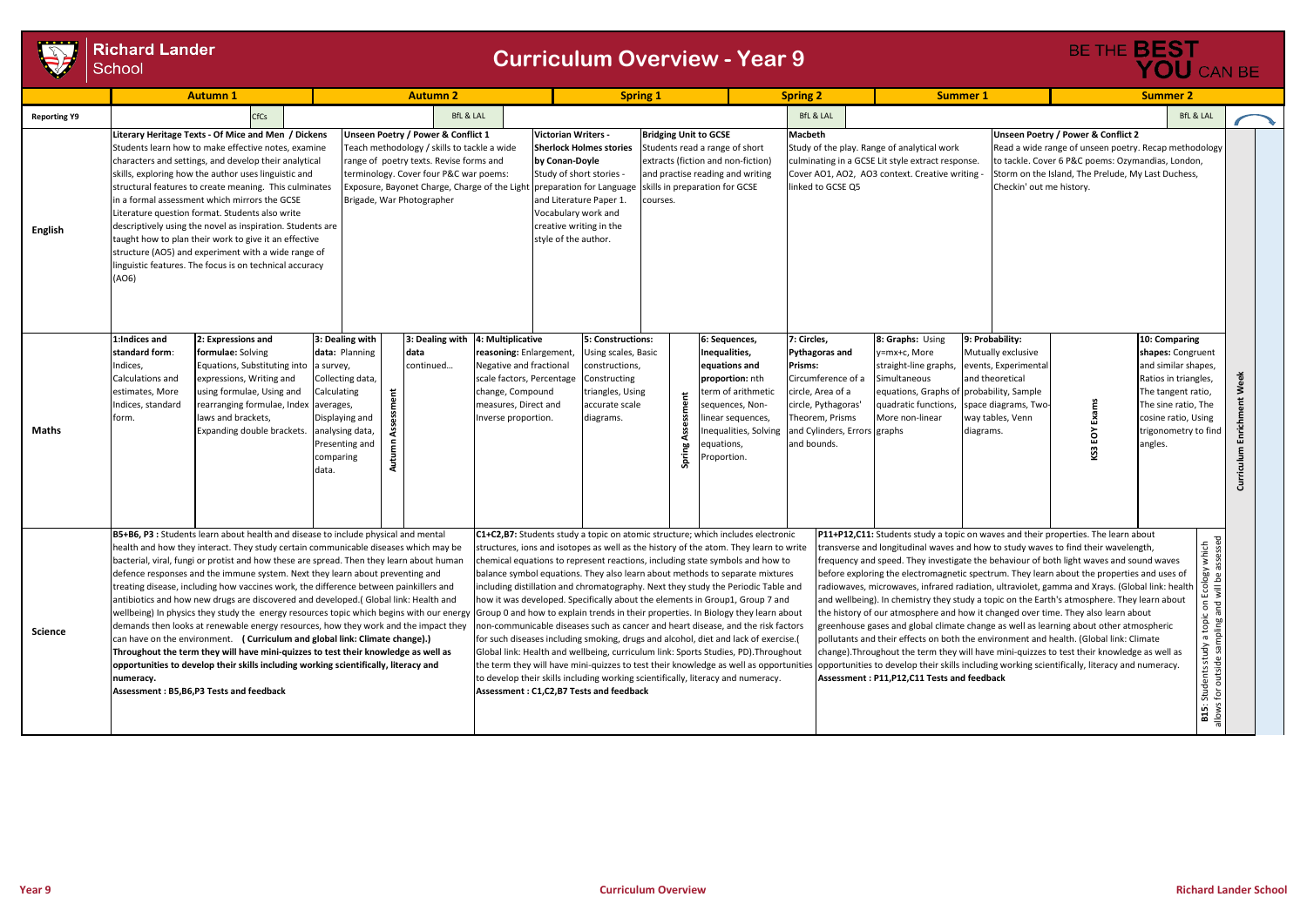# Richard Lander School

## Curriculum Overview - Year 9

BE THE **BEST YOU** CAN BE

| | Autumn 1 | Autumn 2 | Spring 1 | Spring 2 | Summer 1 | Summer 2 |
|---|---|---|---|---|---|---|
| **Reporting Y9** | CfCs | BfL & LAL | | BfL & LAL | | BfL & LAL |
| **English** | **Literary Heritage Texts - Of Mice and Men / Dickens** Students learn how to make effective notes, examine characters and settings, and develop their analytical skills, exploring how the author uses linguistic and structural features to create meaning. This culminates in a formal assessment which mirrors the GCSE Literature question format. Students also write descriptively using the novel as inspiration. Students are taught how to plan their work to give it an effective structure (AO5) and experiment with a wide range of linguistic features. The focus is on technical accuracy (AO6) | **Unseen Poetry / Power & Conflict 1** Teach methodology / skills to tackle a wide range of poetry texts. Revise forms and terminology. Cover four P&C war poems: Exposure, Bayonet Charge, Charge of the Light Brigade, War Photographer | **Victorian Writers - Sherlock Holmes stories by Conan-Doyle** Study of short stories - preparation for Language and Literature Paper 1. Vocabulary work and creative writing in the style of the author. **Bridging Unit to GCSE** Students read a range of short extracts (fiction and non-fiction) and practise reading and writing skills in preparation for GCSE courses. | **Macbeth** Study of the play. Range of analytical work culminating in a GCSE Lit style extract response. Cover AO1, AO2, AO3 context. Creative writing - linked to GCSE Q5 | | **Unseen Poetry / Power & Conflict 2** Read a wide range of unseen poetry. Recap methodology to tackle. Cover 6 P&C poems: Ozymandias, London, Storm on the Island, The Prelude, My Last Duchess, Checkin' out me history. |
| **Maths** | **1: Indices and standard form**: Indices, Calculations and estimates, More Indices, standard form. **2: Expressions and formulae:** Solving Equations, Substituting into expressions, Writing and using formulae, Using and rearranging formulae, Index laws and brackets, Expanding double brackets. **3: Dealing with data:** Planning a survey, Collecting data, Calculating averages, Displaying and analysing data, Presenting and comparing data. | **Autumn Assessment** **3: Dealing with data** continued... **4: Multiplicative reasoning:** Enlargement, Negative and fractional scale factors, Percentage change, Compound measures, Direct and Inverse proportion. | **5: Constructions:** Using scales, Basic constructions, Constructing triangles, Using accurate scale diagrams. **Spring Assessment** **6: Sequences, Inequalities, equations and proportion:** nth term of arithmetic sequences, Non-linear sequences, Inequalities, Solving equations, Proportion. | **7: Circles, Pythagoras and Prisms:** Circumference of a circle, Area of a circle, Pythagoras' Theorem, Prisms and Cylinders, Errors and bounds. | **8: Graphs:** Using y=mx+c, More straight-line graphs, Simultaneous equations, Graphs of quadratic functions, More non-linear graphs **9: Probability:** Mutually exclusive events, Experimental and theoretical probability, Sample space diagrams, Two-way tables, Venn diagrams. | **KS3 EOY Exams** **10: Comparing shapes:** Congruent and similar shapes, Ratios in triangles, The tangent ratio, The sine ratio, The cosine ratio, Using trigonometry to find angles. |
| **Science** | **B5+B6, P3 :** Students learn about health and disease to include physical and mental health and how they interact. They study certain communicable diseases which may be bacterial, viral, fungi or protist and how these are spread. Then they learn about human defence responses and the immune system. Next they learn about preventing and treating disease, including how vaccines work, the difference between painkillers and antibiotics and how new drugs are discovered and developed.( Global link: Health and wellbeing) In physics they study the energy resources topic which begins with our energy demands then looks at renewable energy resources, how they work and the impact they can have on the environment. **( Curriculum and global link: Climate change).)** **Throughout the term they will have mini-quizzes to test their knowledge as well as opportunities to develop their skills including working scientifically, literacy and numeracy.** **Assessment : B5,B6,P3 Tests and feedback** | | **C1+C2,B7:** Students study a topic on atomic structure; which includes electronic structures, ions and isotopes as well as the history of the atom. They learn to write chemical equations to represent reactions, including state symbols and how to balance symbol equations. They also learn about methods to separate mixtures including distillation and chromatography. Next they study the Periodic Table and how it was developed. Specifically about the elements in Group1, Group 7 and Group 0 and how to explain trends in their properties. In Biology they learn about non-communicable diseases such as cancer and heart disease, and the risk factors for such diseases including smoking, drugs and alcohol, diet and lack of exercise.( Global link: Health and wellbeing, curriculum link: Sports Studies, PD).Throughout the term they will have mini-quizzes to test their knowledge as well as opportunities to develop their skills including working scientifically, literacy and numeracy. **Assessment : C1,C2,B7 Tests and feedback** | **P11+P12,C11:** Students study a topic on waves and their properties. The learn about transverse and longitudinal waves and how to study waves to find their wavelength, frequency and speed. They investigate the behaviour of both light waves and sound waves before exploring the electromagnetic spectrum. They learn about the properties and uses of radiowaves, microwaves, infrared radiation, ultraviolet, gamma and Xrays. (Global link: health and wellbeing). In chemistry they study a topic on the Earth's atmosphere. They learn about the history of our atmosphere and how it changed over time. They also learn about greenhouse gases and global climate change as well as learning about other atmospheric pollutants and their effects on both the environment and health. (Global link: Climate change).Throughout the term they will have mini-quizzes to test their knowledge as well as opportunities to develop their skills including working scientifically, literacy and numeracy. **Assessment : P11,P12,C11 Tests and feedback** | | **B15:** Students study a topic on Ecology which allows for outside sampling and will be assessed |

**Curriculum Enrichment Week**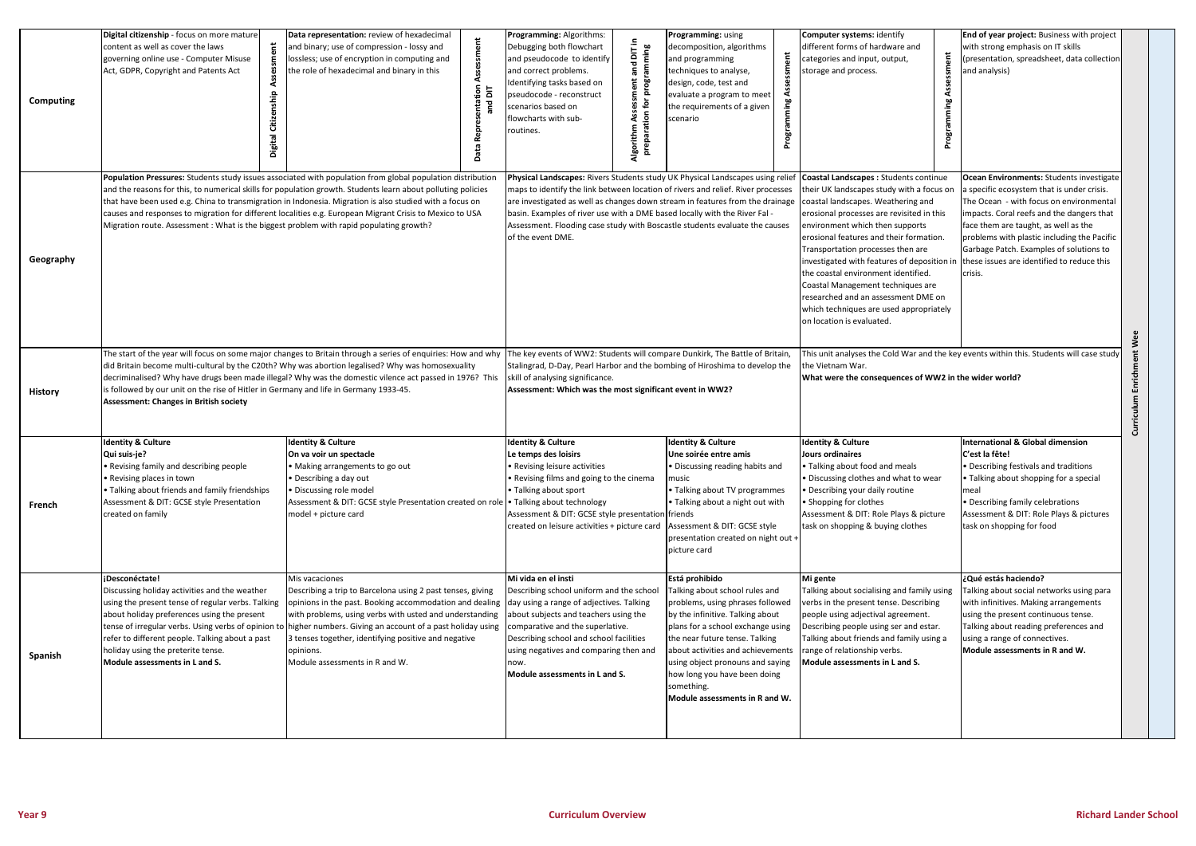| Subject | | | | | | |
|---|---|---|---|---|---|---|
| **Computing** | **Digital citizenship** - focus on more mature content as well as cover the laws governing online use - Computer Misuse Act, GDPR, Copyright and Patents Act<br>*Digital Citizenship Assessment* | **Data representation:** review of hexadecimal and binary; use of compression - lossy and lossless; use of encryption in computing and the role of hexadecimal and binary in this<br>*Data Representation Assessment and DIT* | **Programming:** Algorithms: Debugging both flowchart and pseudocode to identify and correct problems. Identifying tasks based on pseudocode - reconstruct scenarios based on flowcharts with sub-routines.<br>*Algorithm Assessment and DIT in preparation for programming* | **Programming:** using decomposition, algorithms and programming techniques to analyse, design, code, test and evaluate a program to meet the requirements of a given scenario<br>*Programming Assessment* | **Computer systems:** identify different forms of hardware and categories and input, output, storage and process.<br>*Programming Assessment* | **End of year project:** Business with project with strong emphasis on IT skills (presentation, spreadsheet, data collection and analysis) |
| **Geography** | **Population Pressures:** Students study issues associated with population from global population distribution and the reasons for this, to numerical skills for population growth. Students learn about polluting policies that have been used e.g. China to transmigration in Indonesia. Migration is also studied with a focus on causes and responses to migration for different localities e.g. European Migrant Crisis to Mexico to USA Migration route. Assessment : What is the biggest problem with rapid populating growth? | | **Physical Landscapes:** Rivers Students study UK Physical Landscapes using relief maps to identify the link between location of rivers and relief. River processes are investigated as well as changes down stream in features from the drainage basin. Examples of river use with a DME based locally with the River Fal - Assessment. Flooding case study with Boscastle students evaluate the causes of the event DME. | | **Coastal Landscapes :** Students continue their UK landscapes study with a focus on coastal landscapes. Weathering and erosional processes are revisited in this environment which then supports erosional features and their formation. Transportation processes then are investigated with features of deposition in the coastal environment identified. Coastal Management techniques are researched and an assessment DME on which techniques are used appropriately on location is evaluated. | **Ocean Environments:** Students investigate a specific ecosystem that is under crisis. The Ocean - with focus on environmental impacts. Coral reefs and the dangers that face them are taught, as well as the problems with plastic including the Pacific Garbage Patch. Examples of solutions to these issues are identified to reduce this crisis. |
| **History** | The start of the year will focus on some major changes to Britain through a series of enquiries: How and why did Britain become multi-cultural by the C20th? Why was abortion legalised? Why was homosexuality decriminalised? Why have drugs been made illegal? Why was the domestic vilence act passed in 1976? This is followed by our unit on the rise of Hitler in Germany and life in Germany 1933-45.<br>**Assessment: Changes in British society** | | The key events of WW2: Students will compare Dunkirk, The Battle of Britain, Stalingrad, D-Day, Pearl Harbor and the bombing of Hiroshima to develop the skill of analysing significance.<br>**Assessment: Which was the most significant event in WW2?** | | This unit analyses the Cold War and the key events within this. Students will case study the Vietnam War.<br>**What were the consequences of WW2 in the wider world?** | |
| **French** | **Identity & Culture**<br>**Qui suis-je?**<br>• Revising family and describing people<br>• Revising places in town<br>• Talking about friends and family friendships<br>Assessment & DIT: GCSE style Presentation created on family | **Identity & Culture**<br>**On va voir un spectacle**<br>• Making arrangements to go out<br>• Describing a day out<br>• Discussing role model<br>Assessment & DIT: GCSE style Presentation created on role model + picture card | **Identity & Culture**<br>**Le temps des loisirs**<br>• Revising leisure activities<br>• Revising films and going to the cinema<br>• Talking about sport<br>• Talking about technology<br>Assessment & DIT: GCSE style presentation created on leisure activities + picture card | **Identity & Culture**<br>**Une soirée entre amis**<br>• Discussing reading habits and music<br>• Talking about TV programmes<br>• Talking about a night out with friends<br>Assessment & DIT: GCSE style presentation created on night out + picture card | **Identity & Culture**<br>**Jours ordinaires**<br>• Talking about food and meals<br>• Discussing clothes and what to wear<br>• Describing your daily routine<br>• Shopping for clothes<br>Assessment & DIT: Role Plays & picture task on shopping & buying clothes | **International & Global dimension**<br>**C'est la fête!**<br>• Describing festivals and traditions<br>• Talking about shopping for a special meal<br>• Describing family celebrations<br>Assessment & DIT: Role Plays & pictures task on shopping for food |
| **Spanish** | **¡Desconéctate!**<br>Discussing holiday activities and the weather using the present tense of regular verbs. Talking about holiday preferences using the present tense of irregular verbs. Using verbs of opinion to refer to different people. Talking about a past holiday using the preterite tense.<br>**Module assessments in L and S.** | Mis vacaciones<br>Describing a trip to Barcelona using 2 past tenses, giving opinions in the past. Booking accommodation and dealing with problems, using verbs with usted and understanding higher numbers. Giving an account of a past holiday using 3 tenses together, identifying positive and negative opinions.<br>Module assessments in R and W. | **Mi vida en el insti**<br>Describing school uniform and the school day using a range of adjectives. Talking about subjects and teachers using the comparative and the superlative. Describing school and school facilities using negatives and comparing then and now.<br>**Module assessments in L and S.** | **Está prohibido**<br>Talking about school rules and problems, using phrases followed by the infinitive. Talking about plans for a school exchange using the near future tense. Talking about activities and achievements using object pronouns and saying how long you have been doing something.<br>**Module assessments in R and W.** | **Mi gente**<br>Talking about socialising and family using verbs in the present tense. Describing people using adjectival agreement. Describing people using ser and estar. Talking about friends and family using a range of reflexive verbs.<br>**Module assessments in L and S.** | **¿Qué estás haciendo?**<br>Talking about social networks using para with infinitives. Making arrangements using the present continuous tense. Talking about reading preferences and using a range of connectives.<br>**Module assessments in R and W.** |

*Curriculum Enrichment Wee*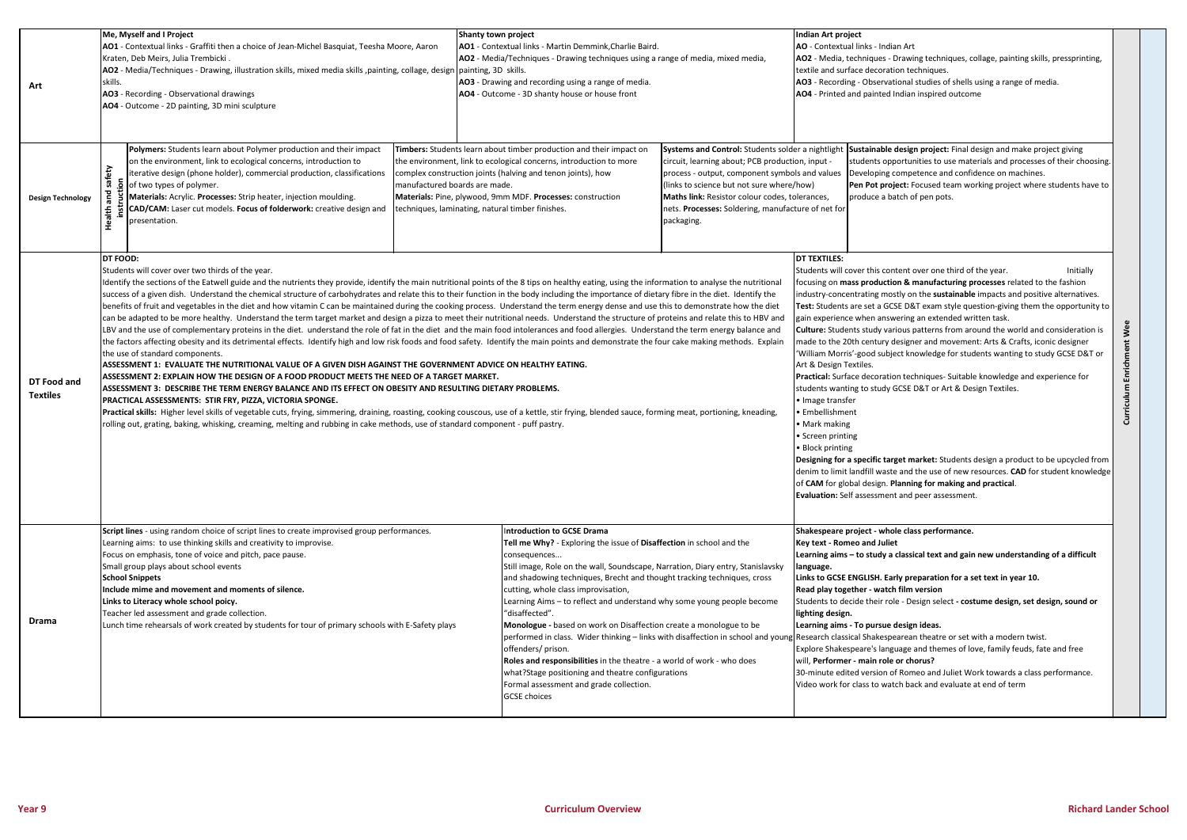| Subject | | | | |
|---|---|---|---|---|
| **Art** | **Me, Myself and I Project**<br>**AO1** - Contextual links - Graffiti then a choice of Jean-Michel Basquiat, Teesha Moore, Aaron Kraten, Deb Meirs, Julia Trembicki .<br>**AO2** - Media/Techniques - Drawing, illustration skills, mixed media skills ,painting, collage, design skills.<br>**AO3** - Recording - Observational drawings<br>**AO4** - Outcome - 2D painting, 3D mini sculpture | **Shanty town project**<br>**AO1** - Contextual links - Martin Demmink,Charlie Baird.<br>**AO2** - Media/Techniques - Drawing techniques using a range of media, mixed media, painting, 3D skills.<br>**AO3** - Drawing and recording using a range of media.<br>**AO4** - Outcome - 3D shanty house or house front | | **Indian Art project**<br>**AO** - Contextual links - Indian Art<br>**AO2** - Media, techniques - Drawing techniques, collage, painting skills, pressprinting, textile and surface decoration techniques.<br>**AO3** - Recording - Observational studies of shells using a range of media.<br>**AO4** - Printed and painted Indian inspired outcome |
| **Design Technology** | **Health and safety instruction**<br>**Polymers:** Students learn about Polymer production and their impact on the environment, link to ecological concerns, introduction to iterative design (phone holder), commercial production, classifications of two types of polymer.<br>**Materials:** Acrylic. **Processes:** Strip heater, injection moulding. **CAD/CAM:** Laser cut models. **Focus of folderwork:** creative design and presentation. | **Timbers:** Students learn about timber production and their impact on the environment, link to ecological concerns, introduction to more complex construction joints (halving and tenon joints), how manufactured boards are made.<br>**Materials:** Pine, plywood, 9mm MDF. **Processes:** construction techniques, laminating, natural timber finishes. | **Systems and Control:** Students solder a nightlight circuit, learning about; PCB production, input - process - output, component symbols and values (links to science but not sure where/how)<br>**Maths link:** Resistor colour codes, tolerances, nets. **Processes:** Soldering, manufacture of net for packaging. | **Sustainable design project:** Final design and make project giving students opportunities to use materials and processes of their choosing. Developing competence and confidence on machines.<br>**Pen Pot project:** Focused team working project where students have to produce a batch of pen pots. |
| **DT Food and Textiles** | **DT FOOD:**<br>Students will cover over two thirds of the year.<br>Identify the sections of the Eatwell guide and the nutrients they provide, identify the main nutritional points of the 8 tips on healthy eating, using the information to analyse the nutritional success of a given dish. Understand the chemical structure of carbohydrates and relate this to their function in the body including the importance of dietary fibre in the diet. Identify the benefits of fruit and vegetables in the diet and how vitamin C can be maintained during the cooking process. Understand the term energy dense and use this to demonstrate how the diet can be adapted to be more healthy. Understand the term target market and design a pizza to meet their nutritional needs. Understand the structure of proteins and relate this to HBV and LBV and the use of complementary proteins in the diet. understand the role of fat in the diet and the main food intolerances and food allergies. Understand the term energy balance and the factors affecting obesity and its detrimental effects. Identify high and low risk foods and food safety. Identify the main points and demonstrate the four cake making methods. Explain the use of standard components.<br>**ASSESSMENT 1: EVALUATE THE NUTRITIONAL VALUE OF A GIVEN DISH AGAINST THE GOVERNMENT ADVICE ON HEALTHY EATING.**<br>**ASSESSMENT 2: EXPLAIN HOW THE DESIGN OF A FOOD PRODUCT MEETS THE NEED OF A TARGET MARKET.**<br>**ASSESSMENT 3: DESCRIBE THE TERM ENERGY BALANCE AND ITS EFFECT ON OBESITY AND RESULTING DIETARY PROBLEMS.**<br>**PRACTICAL ASSESSMENTS: STIR FRY, PIZZA, VICTORIA SPONGE.**<br>**Practical skills:** Higher level skills of vegetable cuts, frying, simmering, draining, roasting, cooking couscous, use of a kettle, stir frying, blended sauce, forming meat, portioning, kneading, rolling out, grating, baking, whisking, creaming, melting and rubbing in cake methods, use of standard component - puff pastry. | | | **DT TEXTILES:**<br>Students will cover this content over one third of the year. Initially focusing on **mass production & manufacturing processes** related to the fashion industry-concentrating mostly on the **sustainable** impacts and positive alternatives.<br>**Test:** Students are set a GCSE D&T exam style question-giving them the opportunity to gain experience when answering an extended written task.<br>**Culture:** Students study various patterns from around the world and consideration is made to the 20th century designer and movement: Arts & Crafts, iconic designer 'William Morris'-good subject knowledge for students wanting to study GCSE D&T or Art & Design Textiles.<br>**Practical:** Surface decoration techniques- Suitable knowledge and experience for students wanting to study GCSE D&T or Art & Design Textiles.<br>• Image transfer<br>• Embellishment<br>• Mark making<br>• Screen printing<br>• Block printing<br>**Designing for a specific target market:** Students design a product to be upcycled from denim to limit landfill waste and the use of new resources. **CAD** for student knowledge of **CAM** for global design. **Planning for making and practical**.<br>**Evaluation:** Self assessment and peer assessment. |
| **Drama** | **Script lines** - using random choice of script lines to create improvised group performances.<br>Learning aims: to use thinking skills and creativity to improvise.<br>Focus on emphasis, tone of voice and pitch, pace pause.<br>Small group plays about school events<br>**School Snippets**<br>**Include mime and movement and moments of silence.**<br>**Links to Literacy whole school policy.**<br>Teacher led assessment and grade collection.<br>Lunch time rehearsals of work created by students for tour of primary schools with E-Safety plays | **Introduction to GCSE Drama**<br>**Tell me Why?** - Exploring the issue of **Disaffection** in school and the consequences...<br>Still image, Role on the wall, Soundscape, Narration, Diary entry, Stanislavsky and shadowing techniques, Brecht and thought tracking techniques, cross cutting, whole class improvisation,<br>Learning Aims – to reflect and understand why some young people become "disaffected".<br>**Monologue -** based on work on Disaffection create a monologue to be performed in class. Wider thinking – links with disaffection in school and young offenders/ prison.<br>**Roles and responsibilities** in the theatre - a world of work - who does what?Stage positioning and theatre configurations<br>Formal assessment and grade collection.<br>GCSE choices | | **Shakespeare project - whole class performance.**<br>**Key text - Romeo and Juliet**<br>**Learning aims – to study a classical text and gain new understanding of a difficult language.**<br>**Links to GCSE ENGLISH. Early preparation for a set text in year 10.**<br>**Read play together - watch film version**<br>Students to decide their role - Design select **- costume design, set design, sound or lighting design.**<br>**Learning aims - To pursue design ideas.**<br>Research classical Shakespearean theatre or set with a modern twist.<br>Explore Shakespeare's language and themes of love, family feuds, fate and free will, **Performer - main role or chorus?**<br>30-minute edited version of Romeo and Juliet Work towards a class performance.<br>Video work for class to watch back and evaluate at end of term |

**Curriculum Enrichment Wee**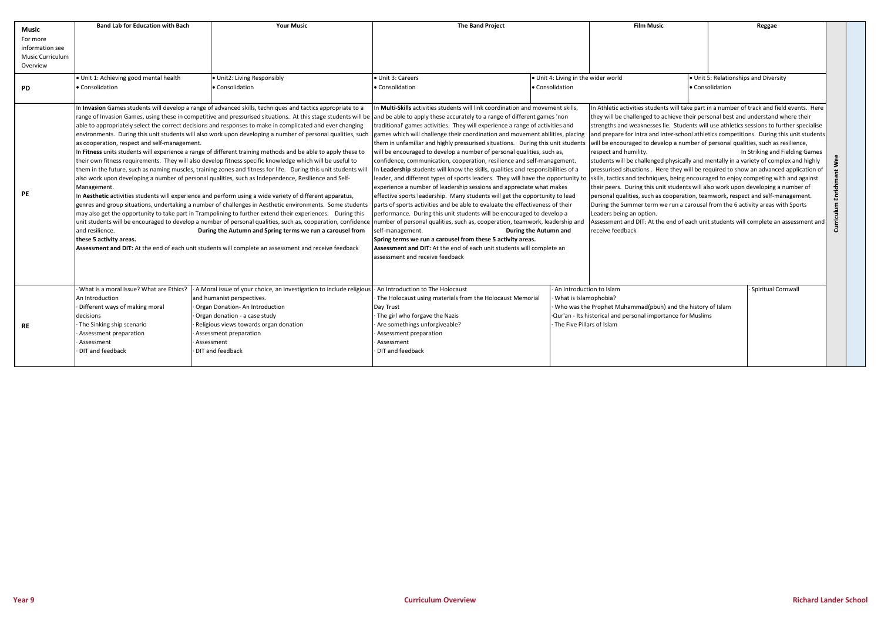| | | | | | | |
|---|---|---|---|---|---|---|
| **Music** For more information see Music Curriculum Overview | **Band Lab for Education with Bach** | **Your Music** | **The Band Project** | | **Film Music** | **Reggae** |
| **PD** | • Unit 1: Achieving good mental health<br>• Consolidation | • Unit2: Living Responsibly<br>• Consolidation | • Unit 3: Careers<br>• Consolidation | • Unit 4: Living in the wider world<br>• Consolidation | | • Unit 5: Relationships and Diversity<br>• Consolidation |
| **PE** | In **Invasion** Games students will develop a range of advanced skills, techniques and tactics appropriate to a range of Invasion Games, using these in competitive and pressurised situations. At this stage students will be able to appropriately select the correct decisions and responses to make in complicated and ever changing environments. During this unit students will also work upon developing a number of personal qualities, such as cooperation, respect and self-management.<br>In **Fitness** units students will experience a range of different training methods and be able to apply these to their own fitness requirements. They will also develop fitness specific knowledge which will be useful to them in the future, such as naming muscles, training zones and fitness for life. During this unit students will also work upon developing a number of personal qualities, such as Independence, Resilience and Self-Management.<br>In **Aesthetic** activities students will experience and perform using a wide variety of different apparatus, genres and group situations, undertaking a number of challenges in Aesthetic environments. Some students may also get the opportunity to take part in Trampolining to further extend their experiences. During this unit students will be encouraged to develop a number of personal qualities, such as, cooperation, confidence and resilience. **During the Autumn and Spring terms we run a carousel from these 5 activity areas.**<br>**Assessment and DIT:** At the end of each unit students will complete an assessment and receive feedback | | In **Multi-Skills** activities students will link coordination and movement skills, and be able to apply these accurately to a range of different games 'non traditional' games activities. They will experience a range of activities and games which will challenge their coordination and movement abilities, placing them in unfamiliar and highly pressurised situations. During this unit students will be encouraged to develop a number of personal qualities, such as, confidence, communication, cooperation, resilience and self-management.<br>In **Leadership** students will know the skills, qualities and responsibilities of a leader, and different types of sports leaders. They will have the opportunity to experience a number of leadership sessions and appreciate what makes effective sports leadership. Many students will get the opportunity to lead parts of sports activities and be able to evaluate the effectiveness of their performance. During this unit students will be encouraged to develop a number of personal qualities, such as, cooperation, teamwork, leadership and self-management. **During the Autumn and Spring terms we run a carousel from these 5 activity areas.**<br>**Assessment and DIT:** At the end of each unit students will complete an assessment and receive feedback | | In Athletic activities students will take part in a number of track and field events. Here they will be challenged to achieve their personal best and understand where their strengths and weaknesses lie. Students will use athletics sessions to further specialise and prepare for intra and inter-school athletics competitions. During this unit students will be encouraged to develop a number of personal qualities, such as resilience, respect and humility. In Striking and Fielding Games students will be challenged physically and mentally in a variety of complex and highly pressurised situations . Here they will be required to show an advanced application of skills, tactics and techniques, being encouraged to enjoy competing with and against their peers. During this unit students will also work upon developing a number of personal qualities, such as cooperation, teamwork, respect and self-management.<br>During the Summer term we run a carousal from the 6 activity areas with Sports Leaders being an option.<br>Assessment and DIT: At the end of each unit students will complete an assessment and receive feedback | |
| **RE** | · What is a moral Issue? What are Ethics? An Introduction<br>· Different ways of making moral decisions<br>· The Sinking ship scenario<br>· Assessment preparation<br>· Assessment<br>· DIT and feedback | · A Moral issue of your choice, an investigation to include religious and humanist perspectives.<br>· Organ Donation- An Introduction<br>· Organ donation - a case study<br>· Religious views towards organ donation<br>· Assessment preparation<br>· Assessment<br>· DIT and feedback | · An Introduction to The Holocaust<br>· The Holocaust using materials from the Holocaust Memorial Day Trust<br>· The girl who forgave the Nazis<br>· Are somethings unforgiveable?<br>· Assessment preparation<br>· Assessment<br>· DIT and feedback | · An Introduction to Islam<br>· What is Islamophobia?<br>· Who was the Prophet Muhammad(pbuh) and the history of Islam<br>·Qur'an - Its historical and personal importance for Muslims<br>· The Five Pillars of Islam | | · Spiritual Cornwall |

Curriculum Enrichment Wee

Year 9 | Curriculum Overview | Richard Lander School